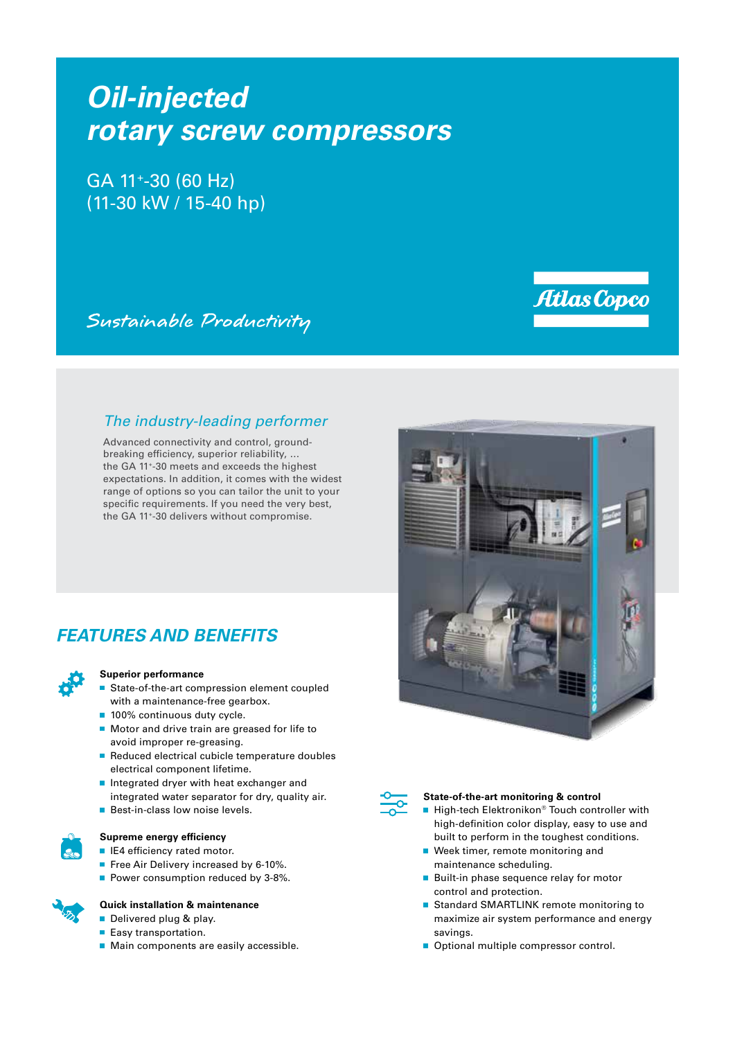# Oil-injected rotary screw compressors

GA 11+-30 (60 Hz)
(11-30 kW / 15-40 hp)

Sustainable Productivity

Atlas Copco

## The industry-leading performer

Advanced connectivity and control, ground-breaking efficiency, superior reliability, ... the GA 11+-30 meets and exceeds the highest expectations. In addition, it comes with the widest range of options so you can tailor the unit to your specific requirements. If you need the very best, the GA 11+-30 delivers without compromise.

## FEATURES AND BENEFITS

**Superior performance**

- State-of-the-art compression element coupled with a maintenance-free gearbox.
- 100% continuous duty cycle.
- Motor and drive train are greased for life to avoid improper re-greasing.
- Reduced electrical cubicle temperature doubles electrical component lifetime.
- Integrated dryer with heat exchanger and integrated water separator for dry, quality air.
- Best-in-class low noise levels.

**Supreme energy efficiency**

- IE4 efficiency rated motor.
- Free Air Delivery increased by 6-10%.
- Power consumption reduced by 3-8%.

**Quick installation & maintenance**

- Delivered plug & play.
- Easy transportation.
- Main components are easily accessible.

**State-of-the-art monitoring & control**

- High-tech Elektronikon® Touch controller with high-definition color display, easy to use and built to perform in the toughest conditions.
- Week timer, remote monitoring and maintenance scheduling.
- Built-in phase sequence relay for motor control and protection.
- Standard SMARTLINK remote monitoring to maximize air system performance and energy savings.
- Optional multiple compressor control.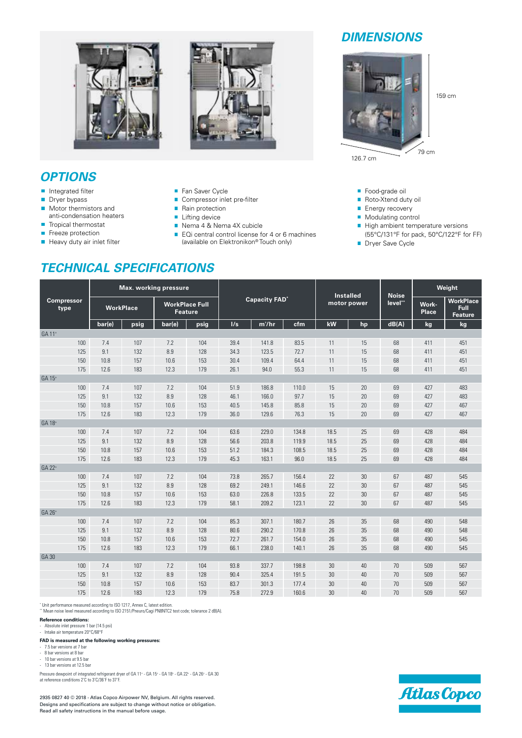## DIMENSIONS

159 cm

79 cm

126.7 cm

## OPTIONS

- Integrated filter
- Dryer bypass
- Motor thermistors and anti-condensation heaters
- Tropical thermostat
- Freeze protection
- Heavy duty air inlet filter
- Fan Saver Cycle
- Compressor inlet pre-filter
- Rain protection
- Lifting device
- Nema 4 & Nema 4X cubicle
- EQi central control license for 4 or 6 machines (available on Elektronikon® Touch only)
- Food-grade oil
- Roto-Xtend duty oil
- Energy recovery
- Modulating control
- High ambient temperature versions (55°C/131°F for pack, 50°C/122°F for FF)
- Dryer Save Cycle

## TECHNICAL SPECIFICATIONS

| Compressor type | Max. working pressure | | | | Capacity FAD* | | | Installed motor power | | Noise level** | Weight | |
|---|---|---|---|---|---|---|---|---|---|---|---|---|
| | WorkPlace | | WorkPlace Full Feature | | | | | | | | Work-Place | WorkPlace Full Feature |
| | bar(e) | psig | bar(e) | psig | l/s | m³/hr | cfm | kW | hp | dB(A) | kg | kg |
| GA 11+ | | | | | | | | | | | | |
| 100 | 7.4 | 107 | 7.2 | 104 | 39.4 | 141.8 | 83.5 | 11 | 15 | 68 | 411 | 451 |
| 125 | 9.1 | 132 | 8.9 | 128 | 34.3 | 123.5 | 72.7 | 11 | 15 | 68 | 411 | 451 |
| 150 | 10.8 | 157 | 10.6 | 153 | 30.4 | 109.4 | 64.4 | 11 | 15 | 68 | 411 | 451 |
| 175 | 12.6 | 183 | 12.3 | 179 | 26.1 | 94.0 | 55.3 | 11 | 15 | 68 | 411 | 451 |
| GA 15+ | | | | | | | | | | | | |
| 100 | 7.4 | 107 | 7.2 | 104 | 51.9 | 186.8 | 110.0 | 15 | 20 | 69 | 427 | 483 |
| 125 | 9.1 | 132 | 8.9 | 128 | 46.1 | 166.0 | 97.7 | 15 | 20 | 69 | 427 | 483 |
| 150 | 10.8 | 157 | 10.6 | 153 | 40.5 | 145.8 | 85.8 | 15 | 20 | 69 | 427 | 467 |
| 175 | 12.6 | 183 | 12.3 | 179 | 36.0 | 129.6 | 76.3 | 15 | 20 | 69 | 427 | 467 |
| GA 18+ | | | | | | | | | | | | |
| 100 | 7.4 | 107 | 7.2 | 104 | 63.6 | 229.0 | 134.8 | 18.5 | 25 | 69 | 428 | 484 |
| 125 | 9.1 | 132 | 8.9 | 128 | 56.6 | 203.8 | 119.9 | 18.5 | 25 | 69 | 428 | 484 |
| 150 | 10.8 | 157 | 10.6 | 153 | 51.2 | 184.3 | 108.5 | 18.5 | 25 | 69 | 428 | 484 |
| 175 | 12.6 | 183 | 12.3 | 179 | 45.3 | 163.1 | 96.0 | 18.5 | 25 | 69 | 428 | 484 |
| GA 22+ | | | | | | | | | | | | |
| 100 | 7.4 | 107 | 7.2 | 104 | 73.8 | 265.7 | 156.4 | 22 | 30 | 67 | 487 | 545 |
| 125 | 9.1 | 132 | 8.9 | 128 | 69.2 | 249.1 | 146.6 | 22 | 30 | 67 | 487 | 545 |
| 150 | 10.8 | 157 | 10.6 | 153 | 63.0 | 226.8 | 133.5 | 22 | 30 | 67 | 487 | 545 |
| 175 | 12.6 | 183 | 12.3 | 179 | 58.1 | 209.2 | 123.1 | 22 | 30 | 67 | 487 | 545 |
| GA 26+ | | | | | | | | | | | | |
| 100 | 7.4 | 107 | 7.2 | 104 | 85.3 | 307.1 | 180.7 | 26 | 35 | 68 | 490 | 548 |
| 125 | 9.1 | 132 | 8.9 | 128 | 80.6 | 290.2 | 170.8 | 26 | 35 | 68 | 490 | 548 |
| 150 | 10.8 | 157 | 10.6 | 153 | 72.7 | 261.7 | 154.0 | 26 | 35 | 68 | 490 | 545 |
| 175 | 12.6 | 183 | 12.3 | 179 | 66.1 | 238.0 | 140.1 | 26 | 35 | 68 | 490 | 545 |
| GA 30 | | | | | | | | | | | | |
| 100 | 7.4 | 107 | 7.2 | 104 | 93.8 | 337.7 | 198.8 | 30 | 40 | 70 | 509 | 567 |
| 125 | 9.1 | 132 | 8.9 | 128 | 90.4 | 325.4 | 191.5 | 30 | 40 | 70 | 509 | 567 |
| 150 | 10.8 | 157 | 10.6 | 153 | 83.7 | 301.3 | 177.4 | 30 | 40 | 70 | 509 | 567 |
| 175 | 12.6 | 183 | 12.3 | 179 | 75.8 | 272.9 | 160.6 | 30 | 40 | 70 | 509 | 567 |

\* Unit performance measured according to ISO 1217, Annex C, latest edition.
\*\* Mean noise level measured according to ISO 2151/Pneurop/Cagi PN8NTC2 test code; tolerance 2 dB(A).

**Reference conditions:**
- Absolute inlet pressure 1 bar (14.5 psi)
- Intake air temperature 20°C/68°F

**FAD is measured at the following working pressures:**
- 7.5 bar versions at 7 bar
- 8 bar versions at 8 bar
- 10 bar versions at 9.5 bar
- 13 bar versions at 12.5 bar

Pressure dewpoint of integrated refrigerant dryer of GA 11+ - GA 15+ - GA 18+ - GA 22+ - GA 26+ - GA 30 at reference conditions 2°C to 3°C/36°F to 37°F.

2935 0827 40 © 2018 - Atlas Copco Airpower NV, Belgium. All rights reserved.
Designs and specifications are subject to change without notice or obligation.
Read all safety instructions in the manual before usage.

Atlas Copco